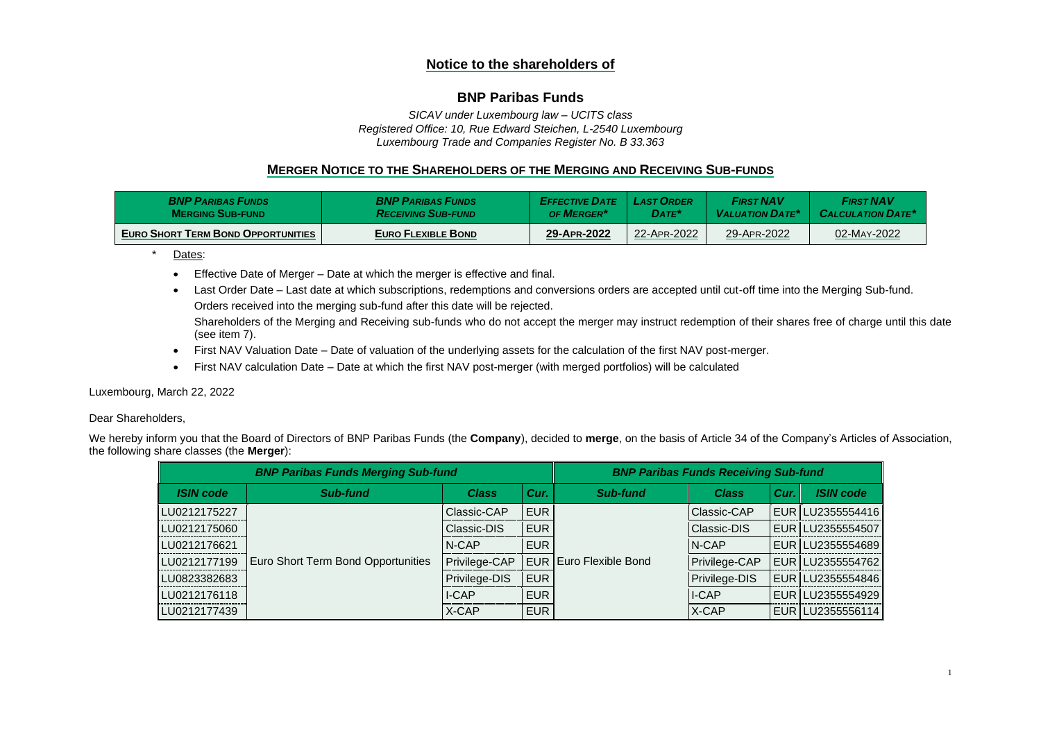## Notice to the shareholders of

## BNP Paribas Funds

*SICAV under Luxembourg law – UCITS class*
*Registered Office: 10, Rue Edward Steichen, L-2540 Luxembourg*
*Luxembourg Trade and Companies Register No. B 33.363*

### MERGER NOTICE TO THE SHAREHOLDERS OF THE MERGING AND RECEIVING SUB-FUNDS

| *BNP Paribas Funds Merging Sub-fund* | *BNP Paribas Funds Receiving Sub-fund* | *Effective Date of Merger** | *Last Order Date** | *First NAV Valuation Date** | *First NAV Calculation Date** |
|---|---|---|---|---|---|
| **Euro Short Term Bond Opportunities** | **Euro Flexible Bond** | **29-Apr-2022** | 22-Apr-2022 | 29-Apr-2022 | 02-May-2022 |

\* Dates:

- Effective Date of Merger – Date at which the merger is effective and final.
- Last Order Date – Last date at which subscriptions, redemptions and conversions orders are accepted until cut-off time into the Merging Sub-fund. Orders received into the merging sub-fund after this date will be rejected.
  Shareholders of the Merging and Receiving sub-funds who do not accept the merger may instruct redemption of their shares free of charge until this date (see item 7).
- First NAV Valuation Date – Date of valuation of the underlying assets for the calculation of the first NAV post-merger.
- First NAV calculation Date – Date at which the first NAV post-merger (with merged portfolios) will be calculated

Luxembourg, March 22, 2022

Dear Shareholders,

We hereby inform you that the Board of Directors of BNP Paribas Funds (the **Company**), decided to **merge**, on the basis of Article 34 of the Company's Articles of Association, the following share classes (the **Merger**):

| *BNP Paribas Funds Merging Sub-fund* | | | | *BNP Paribas Funds Receiving Sub-fund* | | | |
|---|---|---|---|---|---|---|---|
| *ISIN code* | *Sub-fund* | *Class* | *Cur.* | *Sub-fund* | *Class* | *Cur.* | *ISIN code* |
| LU0212175227 | Euro Short Term Bond Opportunities | Classic-CAP | EUR | Euro Flexible Bond | Classic-CAP | EUR | LU2355554416 |
| LU0212175060 | | Classic-DIS | EUR | | Classic-DIS | EUR | LU2355554507 |
| LU0212176621 | | N-CAP | EUR | | N-CAP | EUR | LU2355554689 |
| LU0212177199 | | Privilege-CAP | EUR | | Privilege-CAP | EUR | LU2355554762 |
| LU0823382683 | | Privilege-DIS | EUR | | Privilege-DIS | EUR | LU2355554846 |
| LU0212176118 | | I-CAP | EUR | | I-CAP | EUR | LU2355554929 |
| LU0212177439 | | X-CAP | EUR | | X-CAP | EUR | LU2355556114 |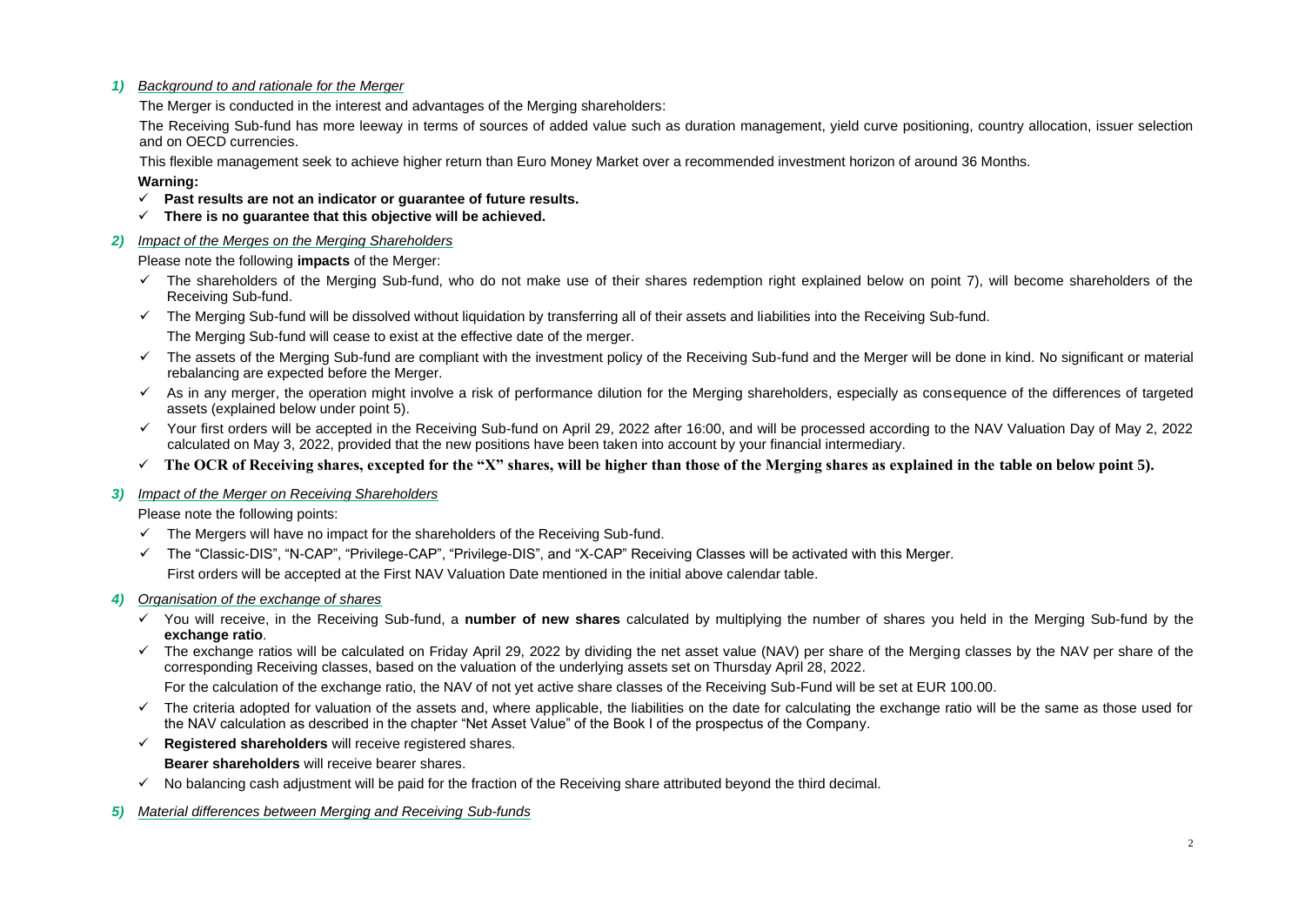### *1) Background to and rationale for the Merger*

The Merger is conducted in the interest and advantages of the Merging shareholders:

The Receiving Sub-fund has more leeway in terms of sources of added value such as duration management, yield curve positioning, country allocation, issuer selection and on OECD currencies.

This flexible management seek to achieve higher return than Euro Money Market over a recommended investment horizon of around 36 Months.

**Warning:**

- ✓ **Past results are not an indicator or guarantee of future results.**
- ✓ **There is no guarantee that this objective will be achieved.**

### *2) Impact of the Merges on the Merging Shareholders*

Please note the following **impacts** of the Merger:

- ✓ The shareholders of the Merging Sub-fund, who do not make use of their shares redemption right explained below on point 7), will become shareholders of the Receiving Sub-fund.
- ✓ The Merging Sub-fund will be dissolved without liquidation by transferring all of their assets and liabilities into the Receiving Sub-fund.
  The Merging Sub-fund will cease to exist at the effective date of the merger.
- ✓ The assets of the Merging Sub-fund are compliant with the investment policy of the Receiving Sub-fund and the Merger will be done in kind. No significant or material rebalancing are expected before the Merger.
- ✓ As in any merger, the operation might involve a risk of performance dilution for the Merging shareholders, especially as consequence of the differences of targeted assets (explained below under point 5).
- ✓ Your first orders will be accepted in the Receiving Sub-fund on April 29, 2022 after 16:00, and will be processed according to the NAV Valuation Day of May 2, 2022 calculated on May 3, 2022, provided that the new positions have been taken into account by your financial intermediary.
- ✓ **The OCR of Receiving shares, excepted for the "X" shares, will be higher than those of the Merging shares as explained in the table on below point 5).**

### *3) Impact of the Merger on Receiving Shareholders*

Please note the following points:

- ✓ The Mergers will have no impact for the shareholders of the Receiving Sub-fund.
- ✓ The "Classic-DIS", "N-CAP", "Privilege-CAP", "Privilege-DIS", and "X-CAP" Receiving Classes will be activated with this Merger.
  First orders will be accepted at the First NAV Valuation Date mentioned in the initial above calendar table.

### *4) Organisation of the exchange of shares*

- ✓ You will receive, in the Receiving Sub-fund, a **number of new shares** calculated by multiplying the number of shares you held in the Merging Sub-fund by the **exchange ratio**.
- ✓ The exchange ratios will be calculated on Friday April 29, 2022 by dividing the net asset value (NAV) per share of the Merging classes by the NAV per share of the corresponding Receiving classes, based on the valuation of the underlying assets set on Thursday April 28, 2022.
  For the calculation of the exchange ratio, the NAV of not yet active share classes of the Receiving Sub-Fund will be set at EUR 100.00.
- ✓ The criteria adopted for valuation of the assets and, where applicable, the liabilities on the date for calculating the exchange ratio will be the same as those used for the NAV calculation as described in the chapter "Net Asset Value" of the Book I of the prospectus of the Company.
- ✓ **Registered shareholders** will receive registered shares.
  **Bearer shareholders** will receive bearer shares.
- ✓ No balancing cash adjustment will be paid for the fraction of the Receiving share attributed beyond the third decimal.

### *5) Material differences between Merging and Receiving Sub-funds*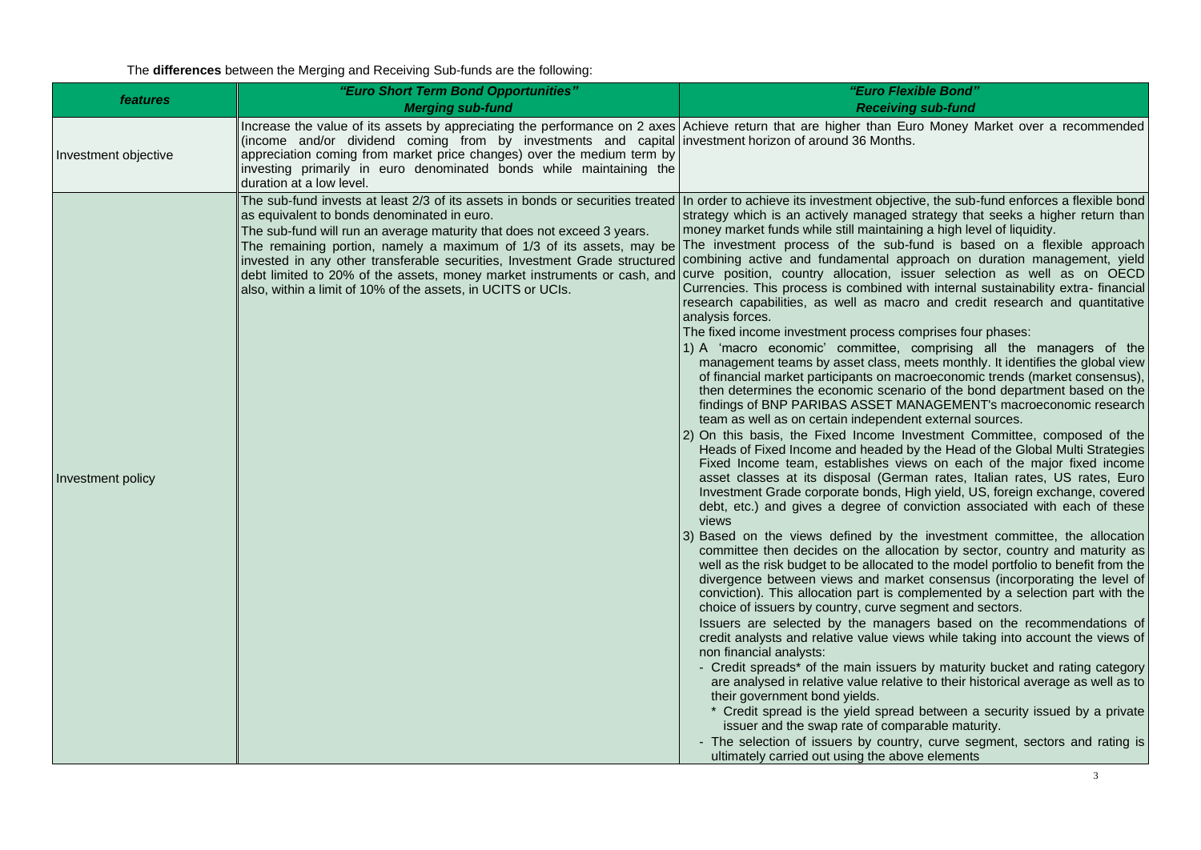The **differences** between the Merging and Receiving Sub-funds are the following:

| *features* | ***"Euro Short Term Bond Opportunities"*** ***Merging sub-fund*** | ***"Euro Flexible Bond"*** ***Receiving sub-fund*** |
|---|---|---|
| Investment objective | Increase the value of its assets by appreciating the performance on 2 axes (income and/or dividend coming from by investments and capital appreciation coming from market price changes) over the medium term by investing primarily in euro denominated bonds while maintaining the duration at a low level. | Achieve return that are higher than Euro Money Market over a recommended investment horizon of around 36 Months. |
| Investment policy | The sub-fund invests at least 2/3 of its assets in bonds or securities treated as equivalent to bonds denominated in euro.<br>The sub-fund will run an average maturity that does not exceed 3 years.<br>The remaining portion, namely a maximum of 1/3 of its assets, may be invested in any other transferable securities, Investment Grade structured debt limited to 20% of the assets, money market instruments or cash, and also, within a limit of 10% of the assets, in UCITS or UCIs. | In order to achieve its investment objective, the sub-fund enforces a flexible bond strategy which is an actively managed strategy that seeks a higher return than money market funds while still maintaining a high level of liquidity.<br>The investment process of the sub-fund is based on a flexible approach combining active and fundamental approach on duration management, yield curve position, country allocation, issuer selection as well as on OECD Currencies. This process is combined with internal sustainability extra- financial research capabilities, as well as macro and credit research and quantitative analysis forces.<br>The fixed income investment process comprises four phases:<br>1) A 'macro economic' committee, comprising all the managers of the management teams by asset class, meets monthly. It identifies the global view of financial market participants on macroeconomic trends (market consensus), then determines the economic scenario of the bond department based on the findings of BNP PARIBAS ASSET MANAGEMENT's macroeconomic research team as well as on certain independent external sources.<br>2) On this basis, the Fixed Income Investment Committee, composed of the Heads of Fixed Income and headed by the Head of the Global Multi Strategies Fixed Income team, establishes views on each of the major fixed income asset classes at its disposal (German rates, Italian rates, US rates, Euro Investment Grade corporate bonds, High yield, US, foreign exchange, covered debt, etc.) and gives a degree of conviction associated with each of these views<br>3) Based on the views defined by the investment committee, the allocation committee then decides on the allocation by sector, country and maturity as well as the risk budget to be allocated to the model portfolio to benefit from the divergence between views and market consensus (incorporating the level of conviction). This allocation part is complemented by a selection part with the choice of issuers by country, curve segment and sectors.<br>Issuers are selected by the managers based on the recommendations of credit analysts and relative value views while taking into account the views of non financial analysts:<br>- Credit spreads* of the main issuers by maturity bucket and rating category are analysed in relative value relative to their historical average as well as to their government bond yields.<br>&nbsp;&nbsp;* Credit spread is the yield spread between a security issued by a private issuer and the swap rate of comparable maturity.<br>- The selection of issuers by country, curve segment, sectors and rating is ultimately carried out using the above elements |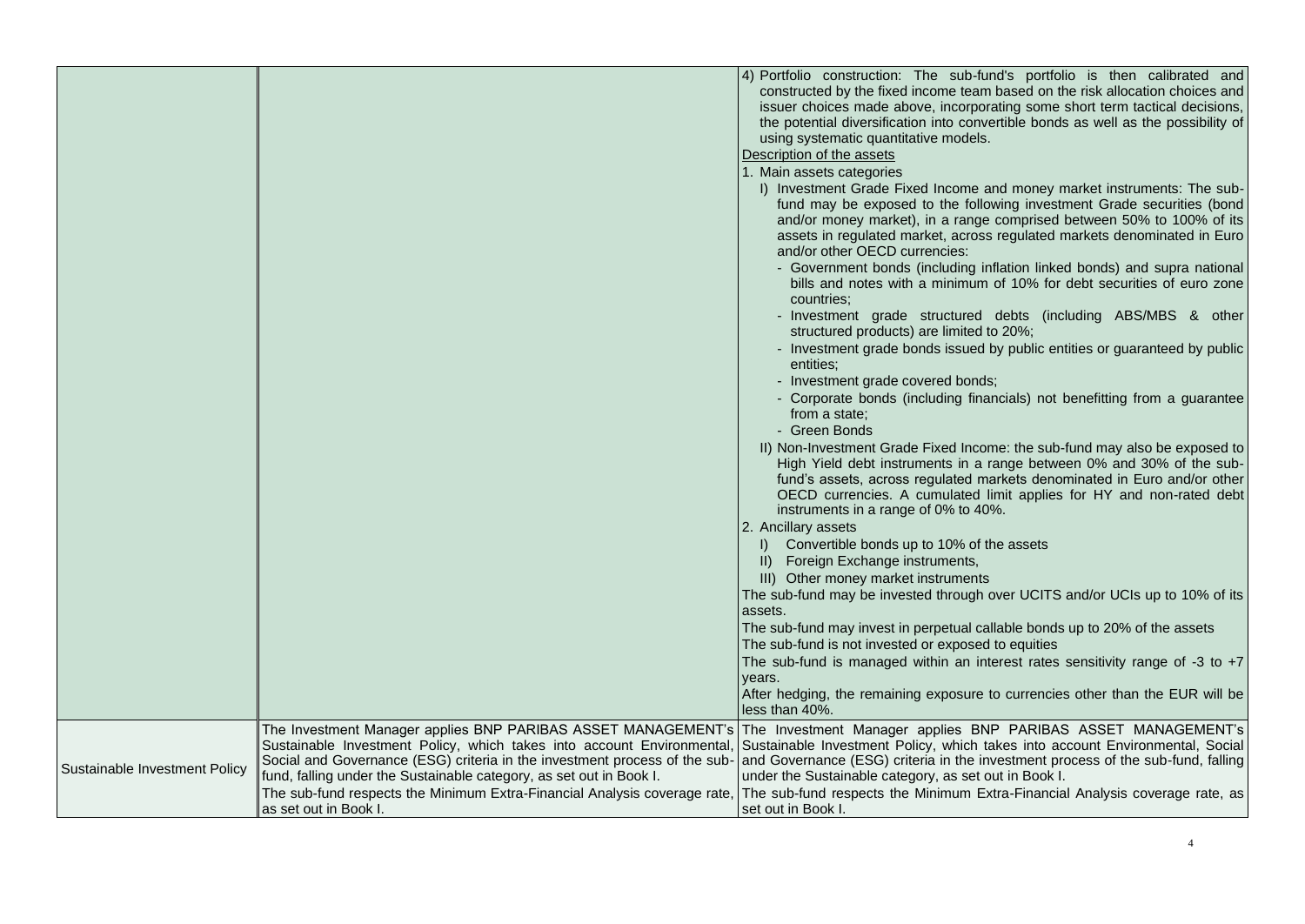| | | |
|---|---|---|
| | | 4) Portfolio construction: The sub-fund's portfolio is then calibrated and constructed by the fixed income team based on the risk allocation choices and issuer choices made above, incorporating some short term tactical decisions, the potential diversification into convertible bonds as well as the possibility of using systematic quantitative models.<br><br>Description of the assets<br>1. Main assets categories<br>I) Investment Grade Fixed Income and money market instruments: The sub-fund may be exposed to the following investment Grade securities (bond and/or money market), in a range comprised between 50% to 100% of its assets in regulated market, across regulated markets denominated in Euro and/or other OECD currencies:<br>- Government bonds (including inflation linked bonds) and supra national bills and notes with a minimum of 10% for debt securities of euro zone countries;<br>- Investment grade structured debts (including ABS/MBS & other structured products) are limited to 20%;<br>- Investment grade bonds issued by public entities or guaranteed by public entities;<br>- Investment grade covered bonds;<br>- Corporate bonds (including financials) not benefitting from a guarantee from a state;<br>- Green Bonds<br>II) Non-Investment Grade Fixed Income: the sub-fund may also be exposed to High Yield debt instruments in a range between 0% and 30% of the sub-fund's assets, across regulated markets denominated in Euro and/or other OECD currencies. A cumulated limit applies for HY and non-rated debt instruments in a range of 0% to 40%.<br>2. Ancillary assets<br>I) Convertible bonds up to 10% of the assets<br>II) Foreign Exchange instruments,<br>III) Other money market instruments<br>The sub-fund may be invested through over UCITS and/or UCIs up to 10% of its assets.<br>The sub-fund may invest in perpetual callable bonds up to 20% of the assets<br>The sub-fund is not invested or exposed to equities<br>The sub-fund is managed within an interest rates sensitivity range of -3 to +7 years.<br>After hedging, the remaining exposure to currencies other than the EUR will be less than 40%. |
| Sustainable Investment Policy | The Investment Manager applies BNP PARIBAS ASSET MANAGEMENT's Sustainable Investment Policy, which takes into account Environmental, Social and Governance (ESG) criteria in the investment process of the sub-fund, falling under the Sustainable category, as set out in Book I.<br>The sub-fund respects the Minimum Extra-Financial Analysis coverage rate, as set out in Book I. | The Investment Manager applies BNP PARIBAS ASSET MANAGEMENT's Sustainable Investment Policy, which takes into account Environmental, Social and Governance (ESG) criteria in the investment process of the sub-fund, falling under the Sustainable category, as set out in Book I.<br>The sub-fund respects the Minimum Extra-Financial Analysis coverage rate, as set out in Book I. |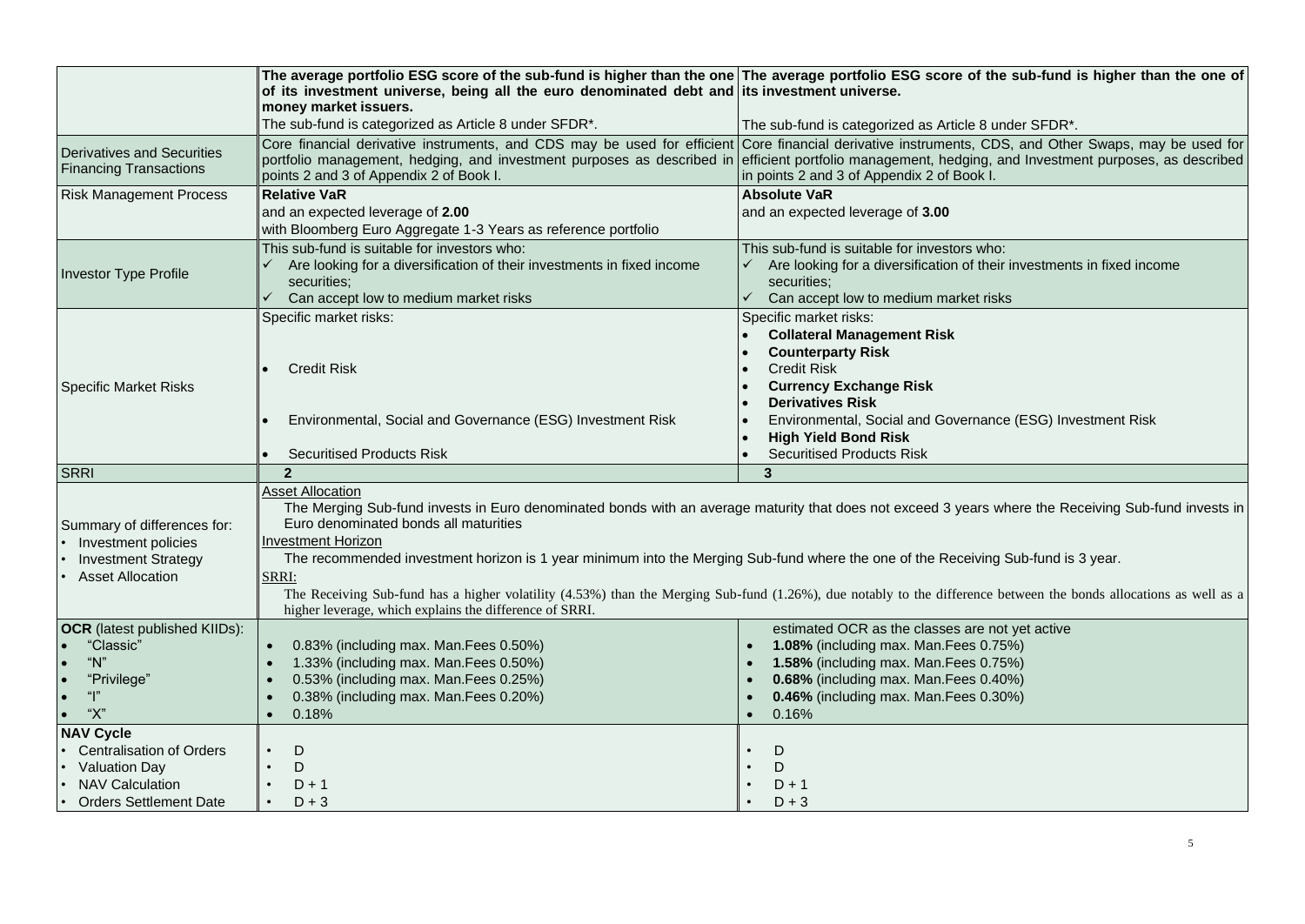| | | |
|---|---|---|
| | **The average portfolio ESG score of the sub-fund is higher than the one of its investment universe, being all the euro denominated debt and money market issuers.**<br>The sub-fund is categorized as Article 8 under SFDR*. | **The average portfolio ESG score of the sub-fund is higher than the one of its investment universe.**<br>The sub-fund is categorized as Article 8 under SFDR*. |
| Derivatives and Securities Financing Transactions | Core financial derivative instruments, and CDS may be used for efficient portfolio management, hedging, and investment purposes as described in points 2 and 3 of Appendix 2 of Book I. | Core financial derivative instruments, CDS, and Other Swaps, may be used for efficient portfolio management, hedging, and Investment purposes, as described in points 2 and 3 of Appendix 2 of Book I. |
| Risk Management Process | **Relative VaR**<br>and an expected leverage of **2.00**<br>with Bloomberg Euro Aggregate 1-3 Years as reference portfolio | **Absolute VaR**<br>and an expected leverage of **3.00** |
| Investor Type Profile | This sub-fund is suitable for investors who:<br>✓ Are looking for a diversification of their investments in fixed income securities;<br>✓ Can accept low to medium market risks | This sub-fund is suitable for investors who:<br>✓ Are looking for a diversification of their investments in fixed income securities;<br>✓ Can accept low to medium market risks |
| Specific Market Risks | Specific market risks:<br>• Credit Risk<br>• Environmental, Social and Governance (ESG) Investment Risk<br>• Securitised Products Risk | Specific market risks:<br>• **Collateral Management Risk**<br>• **Counterparty Risk**<br>• Credit Risk<br>• **Currency Exchange Risk**<br>• **Derivatives Risk**<br>• Environmental, Social and Governance (ESG) Investment Risk<br>• **High Yield Bond Risk**<br>• Securitised Products Risk |
| SRRI | **2** | **3** |
| Summary of differences for:<br>• Investment policies<br>• Investment Strategy<br>• Asset Allocation | Asset Allocation<br>The Merging Sub-fund invests in Euro denominated bonds with an average maturity that does not exceed 3 years where the Receiving Sub-fund invests in Euro denominated bonds all maturities<br>Investment Horizon<br>The recommended investment horizon is 1 year minimum into the Merging Sub-fund where the one of the Receiving Sub-fund is 3 year.<br>SRRI:<br>The Receiving Sub-fund has a higher volatility (4.53%) than the Merging Sub-fund (1.26%), due notably to the difference between the bonds allocations as well as a higher leverage, which explains the difference of SRRI. | |
| **OCR** (latest published KIIDs):<br>• "Classic"<br>• "N"<br>• "Privilege"<br>• "I"<br>• "X" | • 0.83% (including max. Man.Fees 0.50%)<br>• 1.33% (including max. Man.Fees 0.50%)<br>• 0.53% (including max. Man.Fees 0.25%)<br>• 0.38% (including max. Man.Fees 0.20%)<br>• 0.18% | estimated OCR as the classes are not yet active<br>• **1.08%** (including max. Man.Fees 0.75%)<br>• **1.58%** (including max. Man.Fees 0.75%)<br>• **0.68%** (including max. Man.Fees 0.40%)<br>• **0.46%** (including max. Man.Fees 0.30%)<br>• 0.16% |
| **NAV Cycle**<br>• Centralisation of Orders<br>• Valuation Day<br>• NAV Calculation<br>• Orders Settlement Date | • D<br>• D<br>• D + 1<br>• D + 3 | • D<br>• D<br>• D + 1<br>• D + 3 |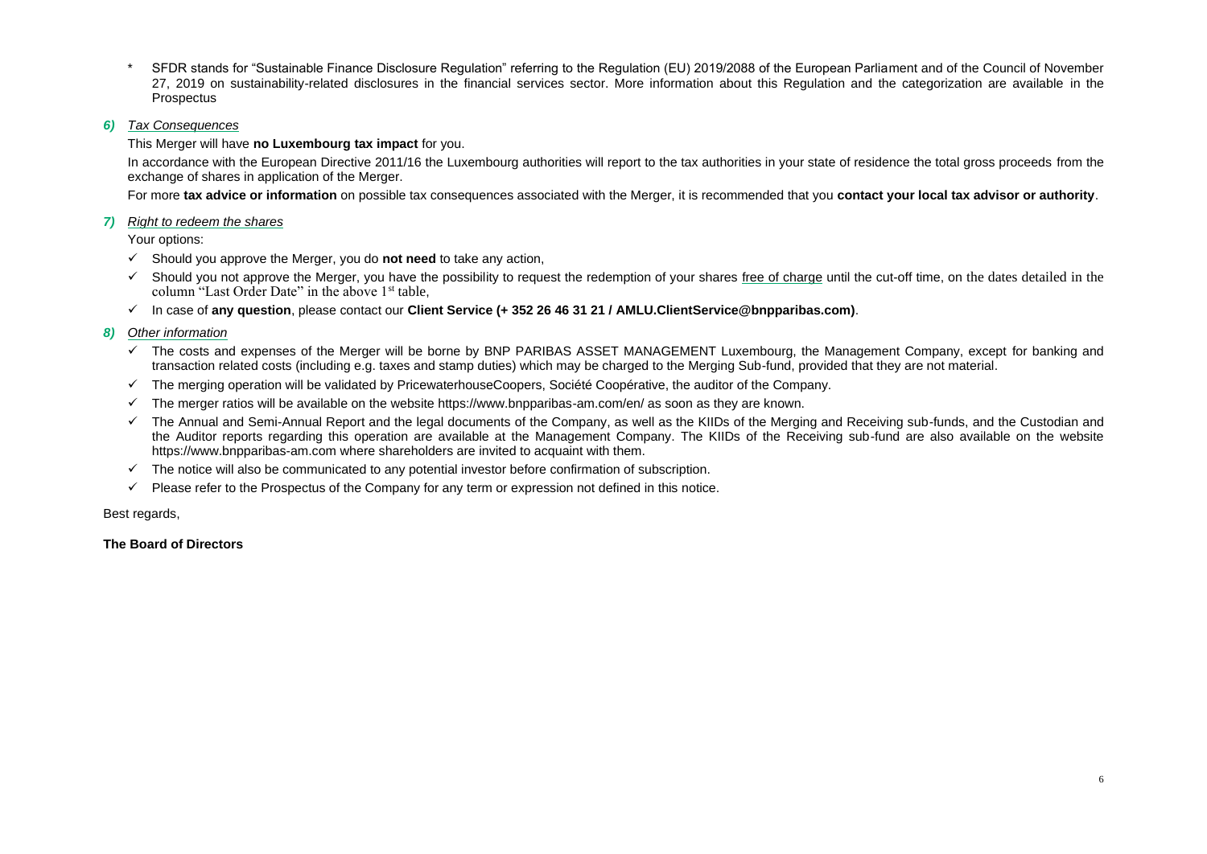\* SFDR stands for "Sustainable Finance Disclosure Regulation" referring to the Regulation (EU) 2019/2088 of the European Parliament and of the Council of November 27, 2019 on sustainability-related disclosures in the financial services sector. More information about this Regulation and the categorization are available in the Prospectus

### *6) Tax Consequences*

This Merger will have **no Luxembourg tax impact** for you.

In accordance with the European Directive 2011/16 the Luxembourg authorities will report to the tax authorities in your state of residence the total gross proceeds from the exchange of shares in application of the Merger.

For more **tax advice or information** on possible tax consequences associated with the Merger, it is recommended that you **contact your local tax advisor or authority**.

### *7) Right to redeem the shares*

Your options:

- ✓ Should you approve the Merger, you do **not need** to take any action,
- ✓ Should you not approve the Merger, you have the possibility to request the redemption of your shares free of charge until the cut-off time, on the dates detailed in the column "Last Order Date" in the above 1st table,
- ✓ In case of **any question**, please contact our **Client Service (+ 352 26 46 31 21 / AMLU.ClientService@bnpparibas.com)**.

### *8) Other information*

- ✓ The costs and expenses of the Merger will be borne by BNP PARIBAS ASSET MANAGEMENT Luxembourg, the Management Company, except for banking and transaction related costs (including e.g. taxes and stamp duties) which may be charged to the Merging Sub-fund, provided that they are not material.
- ✓ The merging operation will be validated by PricewaterhouseCoopers, Société Coopérative, the auditor of the Company.
- ✓ The merger ratios will be available on the website https://www.bnpparibas-am.com/en/ as soon as they are known.
- ✓ The Annual and Semi-Annual Report and the legal documents of the Company, as well as the KIIDs of the Merging and Receiving sub-funds, and the Custodian and the Auditor reports regarding this operation are available at the Management Company. The KIIDs of the Receiving sub-fund are also available on the website https://www.bnpparibas-am.com where shareholders are invited to acquaint with them.
- ✓ The notice will also be communicated to any potential investor before confirmation of subscription.
- ✓ Please refer to the Prospectus of the Company for any term or expression not defined in this notice.

Best regards,

**The Board of Directors**